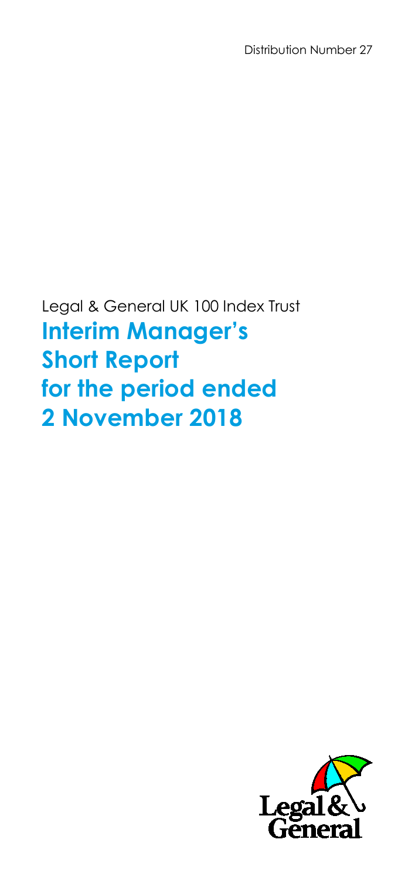Distribution Number 27

Legal & General UK 100 Index Trust

# Interim Manager's Short Report for the period ended 2 November 2018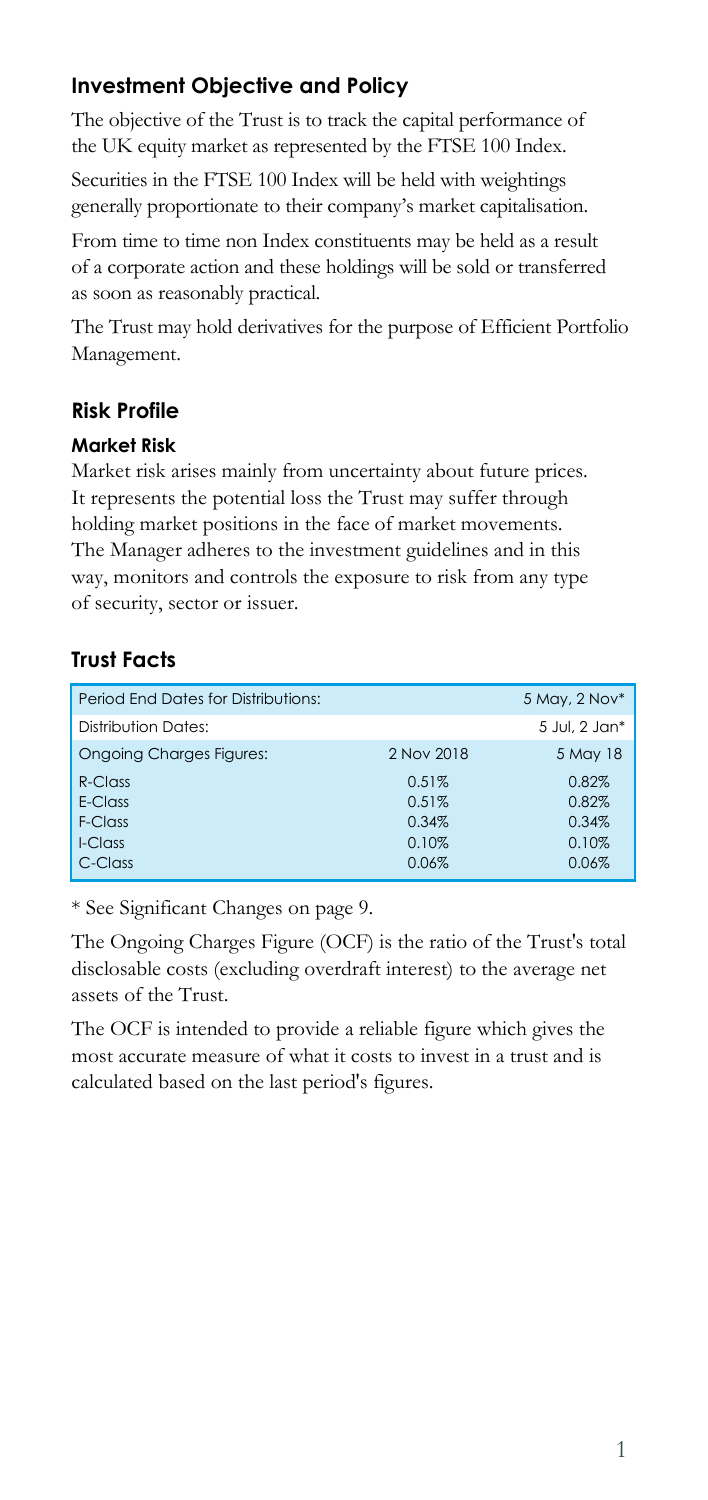## Investment Objective and Policy

The objective of the Trust is to track the capital performance of the UK equity market as represented by the FTSE 100 Index.

Securities in the FTSE 100 Index will be held with weightings generally proportionate to their company's market capitalisation.

From time to time non Index constituents may be held as a result of a corporate action and these holdings will be sold or transferred as soon as reasonably practical.

The Trust may hold derivatives for the purpose of Efficient Portfolio Management.

## Risk Profile

### Market Risk

Market risk arises mainly from uncertainty about future prices. It represents the potential loss the Trust may suffer through holding market positions in the face of market movements. The Manager adheres to the investment guidelines and in this way, monitors and controls the exposure to risk from any type of security, sector or issuer.

## Trust Facts

| Period End Dates for Distributions: | | 5 May, 2 Nov* |
|---|---|---|
| Distribution Dates: | | 5 Jul, 2 Jan* |
| Ongoing Charges Figures: | 2 Nov 2018 | 5 May 18 |
| R-Class | 0.51% | 0.82% |
| E-Class | 0.51% | 0.82% |
| F-Class | 0.34% | 0.34% |
| I-Class | 0.10% | 0.10% |
| C-Class | 0.06% | 0.06% |

* See Significant Changes on page 9.

The Ongoing Charges Figure (OCF) is the ratio of the Trust's total disclosable costs (excluding overdraft interest) to the average net assets of the Trust.

The OCF is intended to provide a reliable figure which gives the most accurate measure of what it costs to invest in a trust and is calculated based on the last period's figures.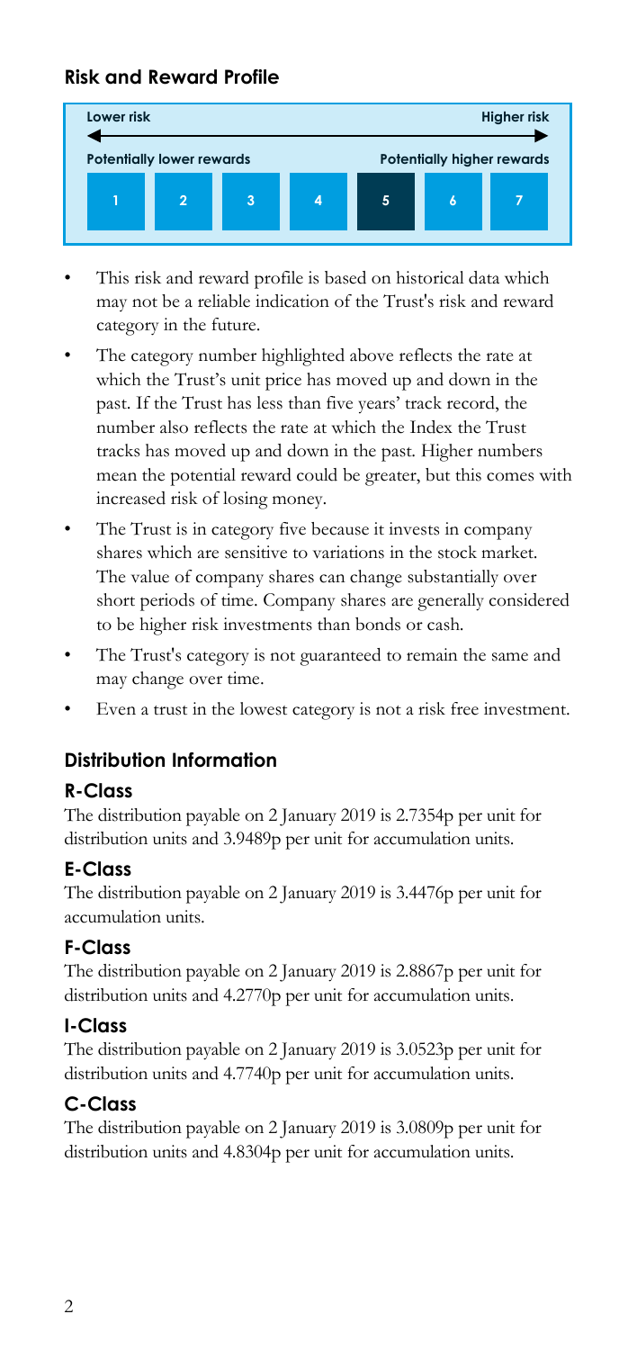## Risk and Reward Profile

| Lower risk | | | | | | Higher risk |
|---|---|---|---|---|---|---|
| Potentially lower rewards | | | | | | Potentially higher rewards |
| 1 | 2 | 3 | 4 | **5** | 6 | 7 |

- This risk and reward profile is based on historical data which may not be a reliable indication of the Trust's risk and reward category in the future.
- The category number highlighted above reflects the rate at which the Trust's unit price has moved up and down in the past. If the Trust has less than five years' track record, the number also reflects the rate at which the Index the Trust tracks has moved up and down in the past. Higher numbers mean the potential reward could be greater, but this comes with increased risk of losing money.
- The Trust is in category five because it invests in company shares which are sensitive to variations in the stock market. The value of company shares can change substantially over short periods of time. Company shares are generally considered to be higher risk investments than bonds or cash.
- The Trust's category is not guaranteed to remain the same and may change over time.
- Even a trust in the lowest category is not a risk free investment.

## Distribution Information

### R-Class

The distribution payable on 2 January 2019 is 2.7354p per unit for distribution units and 3.9489p per unit for accumulation units.

### E-Class

The distribution payable on 2 January 2019 is 3.4476p per unit for accumulation units.

### F-Class

The distribution payable on 2 January 2019 is 2.8867p per unit for distribution units and 4.2770p per unit for accumulation units.

### I-Class

The distribution payable on 2 January 2019 is 3.0523p per unit for distribution units and 4.7740p per unit for accumulation units.

### C-Class

The distribution payable on 2 January 2019 is 3.0809p per unit for distribution units and 4.8304p per unit for accumulation units.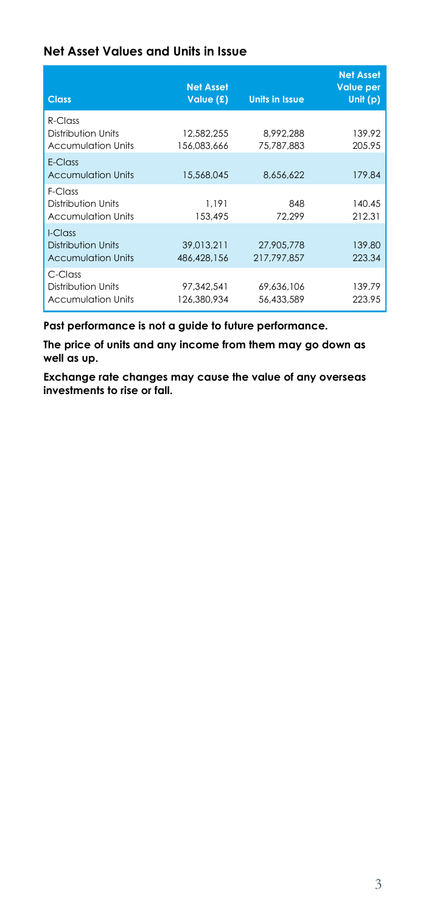## Net Asset Values and Units in Issue

| Class | Net Asset Value (£) | Units in Issue | Net Asset Value per Unit (p) |
|---|---|---|---|
| R-Class | | | |
| Distribution Units | 12,582,255 | 8,992,288 | 139.92 |
| Accumulation Units | 156,083,666 | 75,787,883 | 205.95 |
| E-Class | | | |
| Accumulation Units | 15,568,045 | 8,656,622 | 179.84 |
| F-Class | | | |
| Distribution Units | 1,191 | 848 | 140.45 |
| Accumulation Units | 153,495 | 72,299 | 212.31 |
| I-Class | | | |
| Distribution Units | 39,013,211 | 27,905,778 | 139.80 |
| Accumulation Units | 486,428,156 | 217,797,857 | 223.34 |
| C-Class | | | |
| Distribution Units | 97,342,541 | 69,636,106 | 139.79 |
| Accumulation Units | 126,380,934 | 56,433,589 | 223.95 |

**Past performance is not a guide to future performance.**

**The price of units and any income from them may go down as well as up.**

**Exchange rate changes may cause the value of any overseas investments to rise or fall.**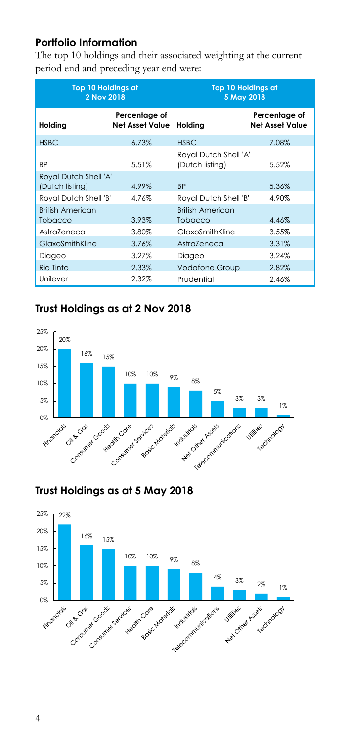## Portfolio Information

The top 10 holdings and their associated weighting at the current period end and preceding year end were:

| Top 10 Holdings at 2 Nov 2018 | | Top 10 Holdings at 5 May 2018 | |
|---|---|---|---|
| **Holding** | **Percentage of Net Asset Value** | **Holding** | **Percentage of Net Asset Value** |
| HSBC | 6.73% | HSBC | 7.08% |
| BP | 5.51% | Royal Dutch Shell 'A' (Dutch listing) | 5.52% |
| Royal Dutch Shell 'A' (Dutch listing) | 4.99% | BP | 5.36% |
| Royal Dutch Shell 'B' | 4.76% | Royal Dutch Shell 'B' | 4.90% |
| British American Tobacco | 3.93% | British American Tobacco | 4.46% |
| AstraZeneca | 3.80% | GlaxoSmithKline | 3.55% |
| GlaxoSmithKline | 3.76% | AstraZeneca | 3.31% |
| Diageo | 3.27% | Diageo | 3.24% |
| Rio Tinto | 2.33% | Vodafone Group | 2.82% |
| Unilever | 2.32% | Prudential | 2.46% |

## Trust Holdings as at 2 Nov 2018

| Sector | Percentage |
|---|---|
| Financials | 20% |
| Oil & Gas | 16% |
| Consumer Goods | 15% |
| Health Care | 10% |
| Consumer Services | 10% |
| Basic Materials | 9% |
| Industrials | 8% |
| Net Other Assets | 5% |
| Telecommunications | 3% |
| Utilities | 3% |
| Technology | 1% |

## Trust Holdings as at 5 May 2018

| Sector | Percentage |
|---|---|
| Financials | 22% |
| Oil & Gas | 16% |
| Consumer Goods | 15% |
| Consumer Services | 10% |
| Health Care | 10% |
| Basic Materials | 9% |
| Industrials | 8% |
| Telecommunications | 4% |
| Utilities | 3% |
| Net Other Assets | 2% |
| Technology | 1% |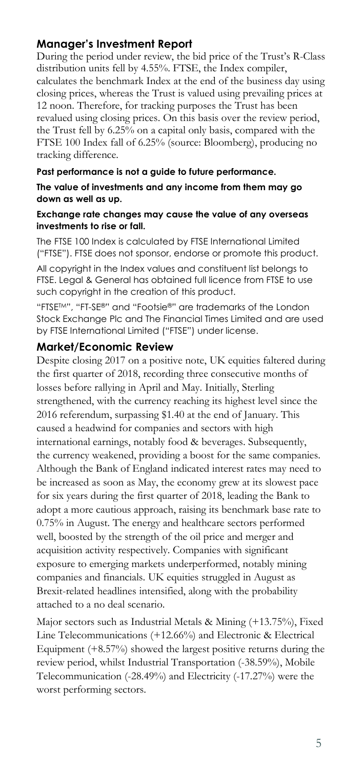## Manager's Investment Report

During the period under review, the bid price of the Trust's R-Class distribution units fell by 4.55%. FTSE, the Index compiler, calculates the benchmark Index at the end of the business day using closing prices, whereas the Trust is valued using prevailing prices at 12 noon. Therefore, for tracking purposes the Trust has been revalued using closing prices. On this basis over the review period, the Trust fell by 6.25% on a capital only basis, compared with the FTSE 100 Index fall of 6.25% (source: Bloomberg), producing no tracking difference.

**Past performance is not a guide to future performance.**

**The value of investments and any income from them may go down as well as up.**

**Exchange rate changes may cause the value of any overseas investments to rise or fall.**

The FTSE 100 Index is calculated by FTSE International Limited ("FTSE"). FTSE does not sponsor, endorse or promote this product.

All copyright in the Index values and constituent list belongs to FTSE. Legal & General has obtained full licence from FTSE to use such copyright in the creation of this product.

"FTSE™", "FT-SE®" and "Footsie®" are trademarks of the London Stock Exchange Plc and The Financial Times Limited and are used by FTSE International Limited ("FTSE") under license.

## Market/Economic Review

Despite closing 2017 on a positive note, UK equities faltered during the first quarter of 2018, recording three consecutive months of losses before rallying in April and May. Initially, Sterling strengthened, with the currency reaching its highest level since the 2016 referendum, surpassing $1.40 at the end of January. This caused a headwind for companies and sectors with high international earnings, notably food & beverages. Subsequently, the currency weakened, providing a boost for the same companies. Although the Bank of England indicated interest rates may need to be increased as soon as May, the economy grew at its slowest pace for six years during the first quarter of 2018, leading the Bank to adopt a more cautious approach, raising its benchmark base rate to 0.75% in August. The energy and healthcare sectors performed well, boosted by the strength of the oil price and merger and acquisition activity respectively. Companies with significant exposure to emerging markets underperformed, notably mining companies and financials. UK equities struggled in August as Brexit-related headlines intensified, along with the probability attached to a no deal scenario.

Major sectors such as Industrial Metals & Mining (+13.75%), Fixed Line Telecommunications (+12.66%) and Electronic & Electrical Equipment (+8.57%) showed the largest positive returns during the review period, whilst Industrial Transportation (-38.59%), Mobile Telecommunication (-28.49%) and Electricity (-17.27%) were the worst performing sectors.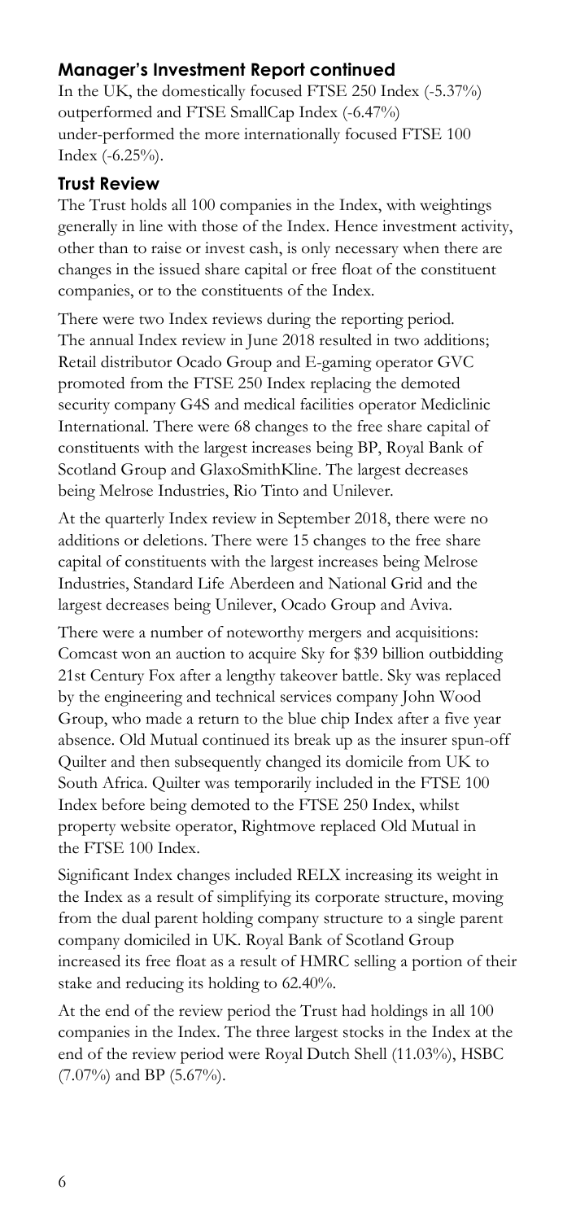## Manager's Investment Report continued

In the UK, the domestically focused FTSE 250 Index (-5.37%) outperformed and FTSE SmallCap Index (-6.47%) under-performed the more internationally focused FTSE 100 Index (-6.25%).

## Trust Review

The Trust holds all 100 companies in the Index, with weightings generally in line with those of the Index. Hence investment activity, other than to raise or invest cash, is only necessary when there are changes in the issued share capital or free float of the constituent companies, or to the constituents of the Index.

There were two Index reviews during the reporting period. The annual Index review in June 2018 resulted in two additions; Retail distributor Ocado Group and E-gaming operator GVC promoted from the FTSE 250 Index replacing the demoted security company G4S and medical facilities operator Mediclinic International. There were 68 changes to the free share capital of constituents with the largest increases being BP, Royal Bank of Scotland Group and GlaxoSmithKline. The largest decreases being Melrose Industries, Rio Tinto and Unilever.

At the quarterly Index review in September 2018, there were no additions or deletions. There were 15 changes to the free share capital of constituents with the largest increases being Melrose Industries, Standard Life Aberdeen and National Grid and the largest decreases being Unilever, Ocado Group and Aviva.

There were a number of noteworthy mergers and acquisitions: Comcast won an auction to acquire Sky for $39 billion outbidding 21st Century Fox after a lengthy takeover battle. Sky was replaced by the engineering and technical services company John Wood Group, who made a return to the blue chip Index after a five year absence. Old Mutual continued its break up as the insurer spun-off Quilter and then subsequently changed its domicile from UK to South Africa. Quilter was temporarily included in the FTSE 100 Index before being demoted to the FTSE 250 Index, whilst property website operator, Rightmove replaced Old Mutual in the FTSE 100 Index.

Significant Index changes included RELX increasing its weight in the Index as a result of simplifying its corporate structure, moving from the dual parent holding company structure to a single parent company domiciled in UK. Royal Bank of Scotland Group increased its free float as a result of HMRC selling a portion of their stake and reducing its holding to 62.40%.

At the end of the review period the Trust had holdings in all 100 companies in the Index. The three largest stocks in the Index at the end of the review period were Royal Dutch Shell (11.03%), HSBC (7.07%) and BP (5.67%).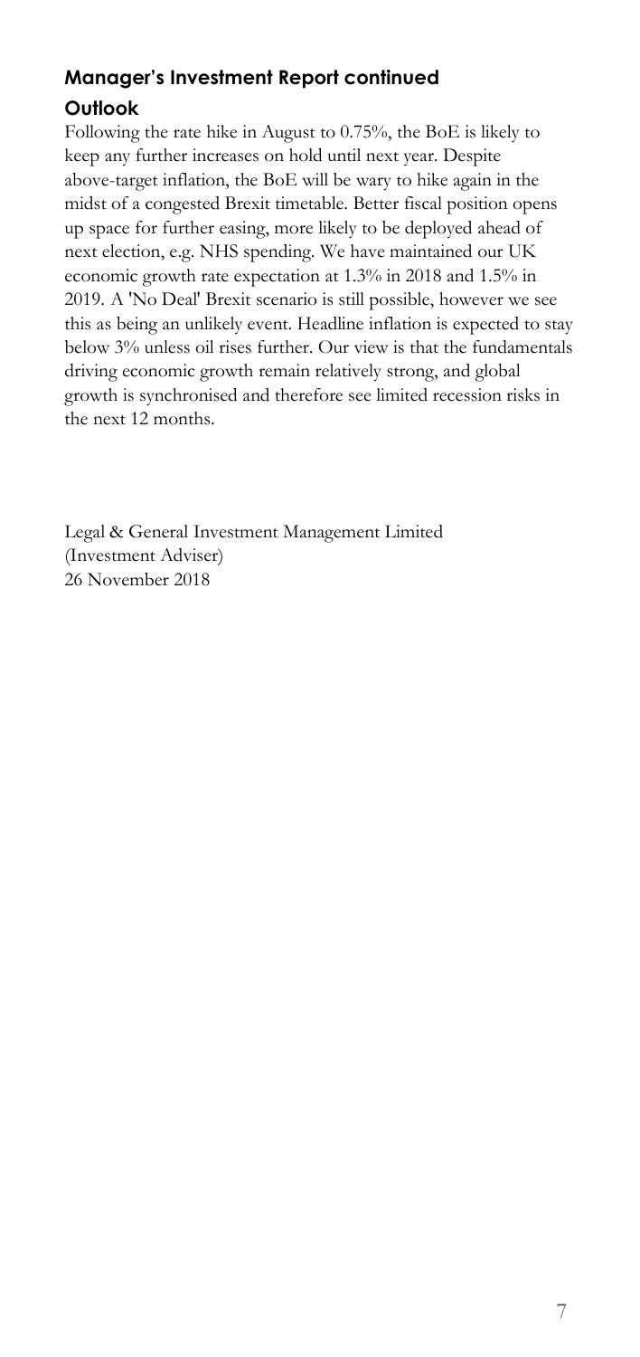## Manager's Investment Report continued

### Outlook

Following the rate hike in August to 0.75%, the BoE is likely to keep any further increases on hold until next year. Despite above-target inflation, the BoE will be wary to hike again in the midst of a congested Brexit timetable. Better fiscal position opens up space for further easing, more likely to be deployed ahead of next election, e.g. NHS spending. We have maintained our UK economic growth rate expectation at 1.3% in 2018 and 1.5% in 2019. A 'No Deal' Brexit scenario is still possible, however we see this as being an unlikely event. Headline inflation is expected to stay below 3% unless oil rises further. Our view is that the fundamentals driving economic growth remain relatively strong, and global growth is synchronised and therefore see limited recession risks in the next 12 months.

Legal & General Investment Management Limited
(Investment Adviser)
26 November 2018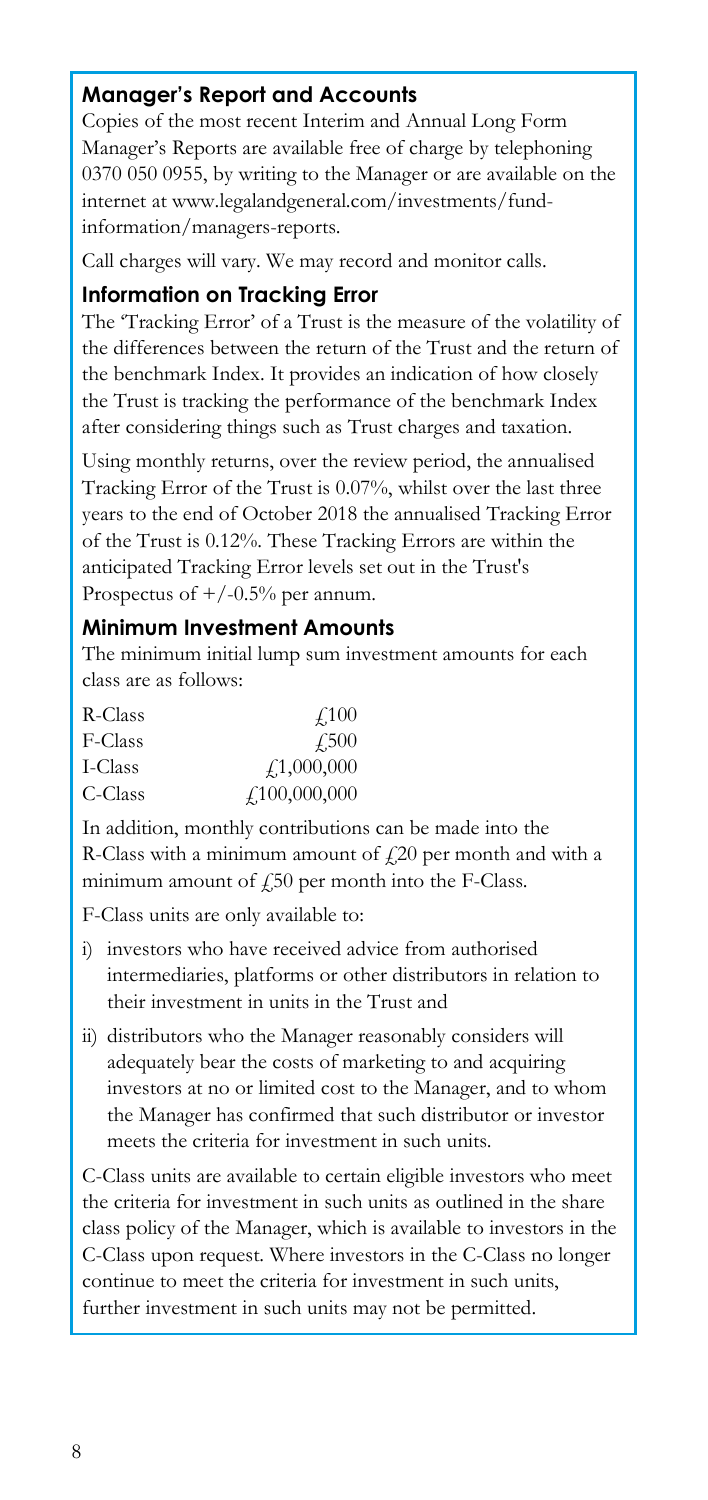## Manager's Report and Accounts

Copies of the most recent Interim and Annual Long Form Manager's Reports are available free of charge by telephoning 0370 050 0955, by writing to the Manager or are available on the internet at www.legalandgeneral.com/investments/fund-information/managers-reports.

Call charges will vary. We may record and monitor calls.

## Information on Tracking Error

The 'Tracking Error' of a Trust is the measure of the volatility of the differences between the return of the Trust and the return of the benchmark Index. It provides an indication of how closely the Trust is tracking the performance of the benchmark Index after considering things such as Trust charges and taxation.

Using monthly returns, over the review period, the annualised Tracking Error of the Trust is 0.07%, whilst over the last three years to the end of October 2018 the annualised Tracking Error of the Trust is 0.12%. These Tracking Errors are within the anticipated Tracking Error levels set out in the Trust's Prospectus of +/-0.5% per annum.

## Minimum Investment Amounts

The minimum initial lump sum investment amounts for each class are as follows:

| | |
|---|---|
| R-Class | £100 |
| F-Class | £500 |
| I-Class | £1,000,000 |
| C-Class | £100,000,000 |

In addition, monthly contributions can be made into the R-Class with a minimum amount of £20 per month and with a minimum amount of £50 per month into the F-Class.

F-Class units are only available to:

i) investors who have received advice from authorised intermediaries, platforms or other distributors in relation to their investment in units in the Trust and

ii) distributors who the Manager reasonably considers will adequately bear the costs of marketing to and acquiring investors at no or limited cost to the Manager, and to whom the Manager has confirmed that such distributor or investor meets the criteria for investment in such units.

C-Class units are available to certain eligible investors who meet the criteria for investment in such units as outlined in the share class policy of the Manager, which is available to investors in the C-Class upon request. Where investors in the C-Class no longer continue to meet the criteria for investment in such units, further investment in such units may not be permitted.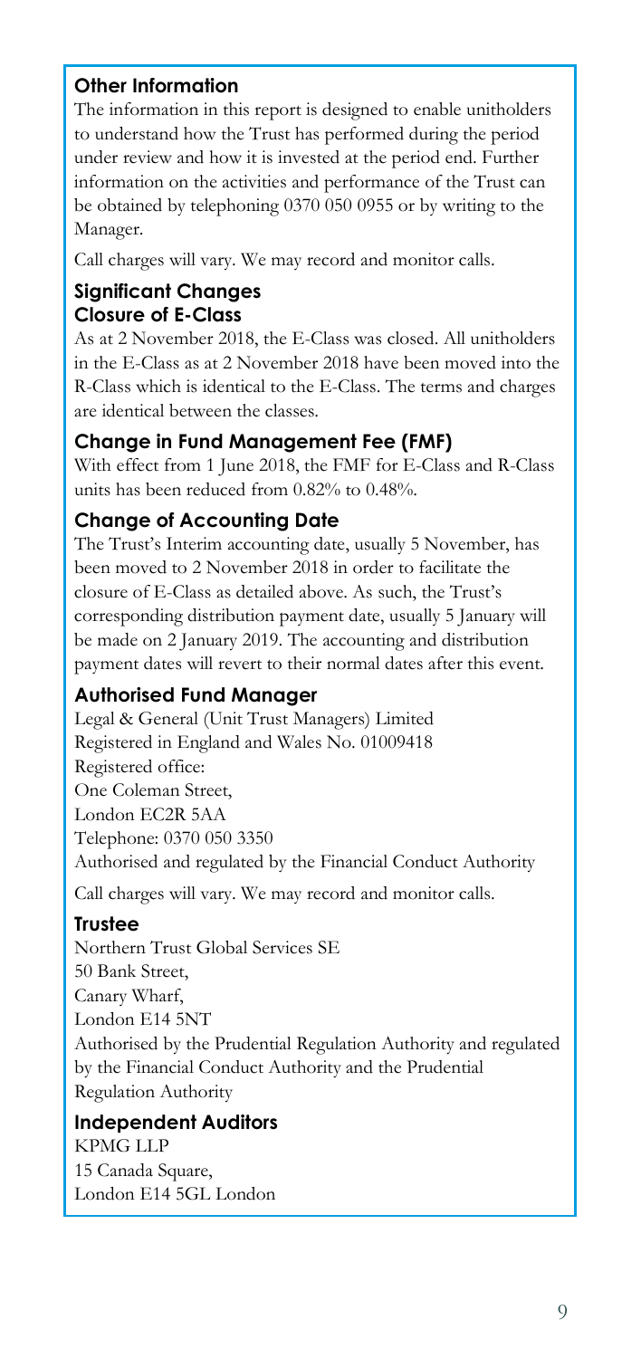## Other Information

The information in this report is designed to enable unitholders to understand how the Trust has performed during the period under review and how it is invested at the period end. Further information on the activities and performance of the Trust can be obtained by telephoning 0370 050 0955 or by writing to the Manager.

Call charges will vary. We may record and monitor calls.

## Significant Changes

### Closure of E-Class

As at 2 November 2018, the E-Class was closed. All unitholders in the E-Class as at 2 November 2018 have been moved into the R-Class which is identical to the E-Class. The terms and charges are identical between the classes.

### Change in Fund Management Fee (FMF)

With effect from 1 June 2018, the FMF for E-Class and R-Class units has been reduced from 0.82% to 0.48%.

### Change of Accounting Date

The Trust's Interim accounting date, usually 5 November, has been moved to 2 November 2018 in order to facilitate the closure of E-Class as detailed above. As such, the Trust's corresponding distribution payment date, usually 5 January will be made on 2 January 2019. The accounting and distribution payment dates will revert to their normal dates after this event.

## Authorised Fund Manager

Legal & General (Unit Trust Managers) Limited
Registered in England and Wales No. 01009418
Registered office:
One Coleman Street,
London EC2R 5AA
Telephone: 0370 050 3350
Authorised and regulated by the Financial Conduct Authority

Call charges will vary. We may record and monitor calls.

## Trustee

Northern Trust Global Services SE
50 Bank Street,
Canary Wharf,
London E14 5NT
Authorised by the Prudential Regulation Authority and regulated by the Financial Conduct Authority and the Prudential Regulation Authority

## Independent Auditors

KPMG LLP
15 Canada Square,
London E14 5GL London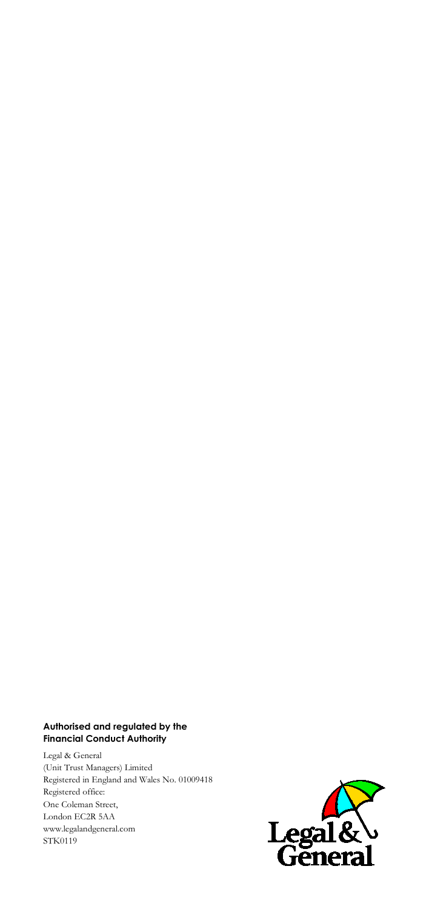**Authorised and regulated by the Financial Conduct Authority**

Legal & General
(Unit Trust Managers) Limited
Registered in England and Wales No. 01009418
Registered office:
One Coleman Street,
London EC2R 5AA
www.legalandgeneral.com
STK0119